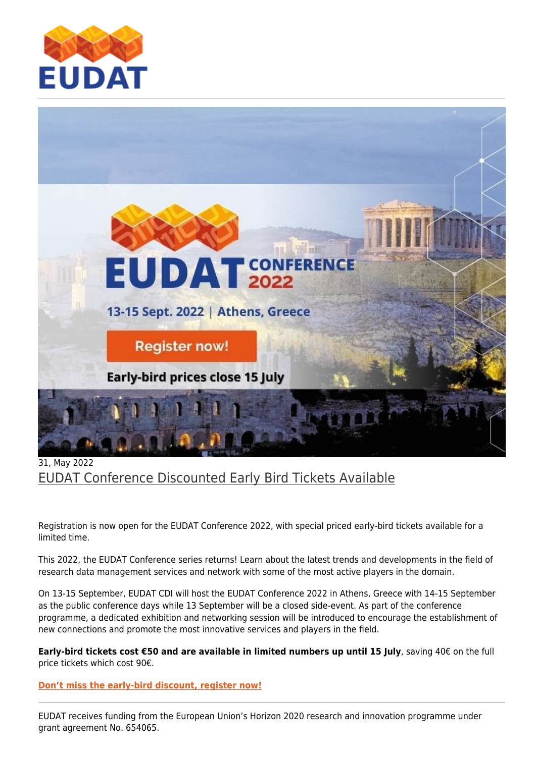31, May 2022

# EUDAT Conference Discounted Early Bird Tickets Available

Registration is now open for the EUDAT Conference 2022, with special priced early-bird tickets available for a limited time.

This 2022, the EUDAT Conference series returns! Learn about the latest trends and developments in the field of research data management services and network with some of the most active players in the domain.

On 13-15 September, EUDAT CDI will host the EUDAT Conference 2022 in Athens, Greece with 14-15 September as the public conference days while 13 September will be a closed side-event. As part of the conference programme, a dedicated exhibition and networking session will be introduced to encourage the establishment of new connections and promote the most innovative services and players in the field.

**Early-bird tickets cost €50 and are available in limited numbers up until 15 July**, saving 40€ on the full price tickets which cost 90€.

**Don't miss the early-bird discount, register now!**

---

EUDAT receives funding from the European Union's Horizon 2020 research and innovation programme under grant agreement No. 654065.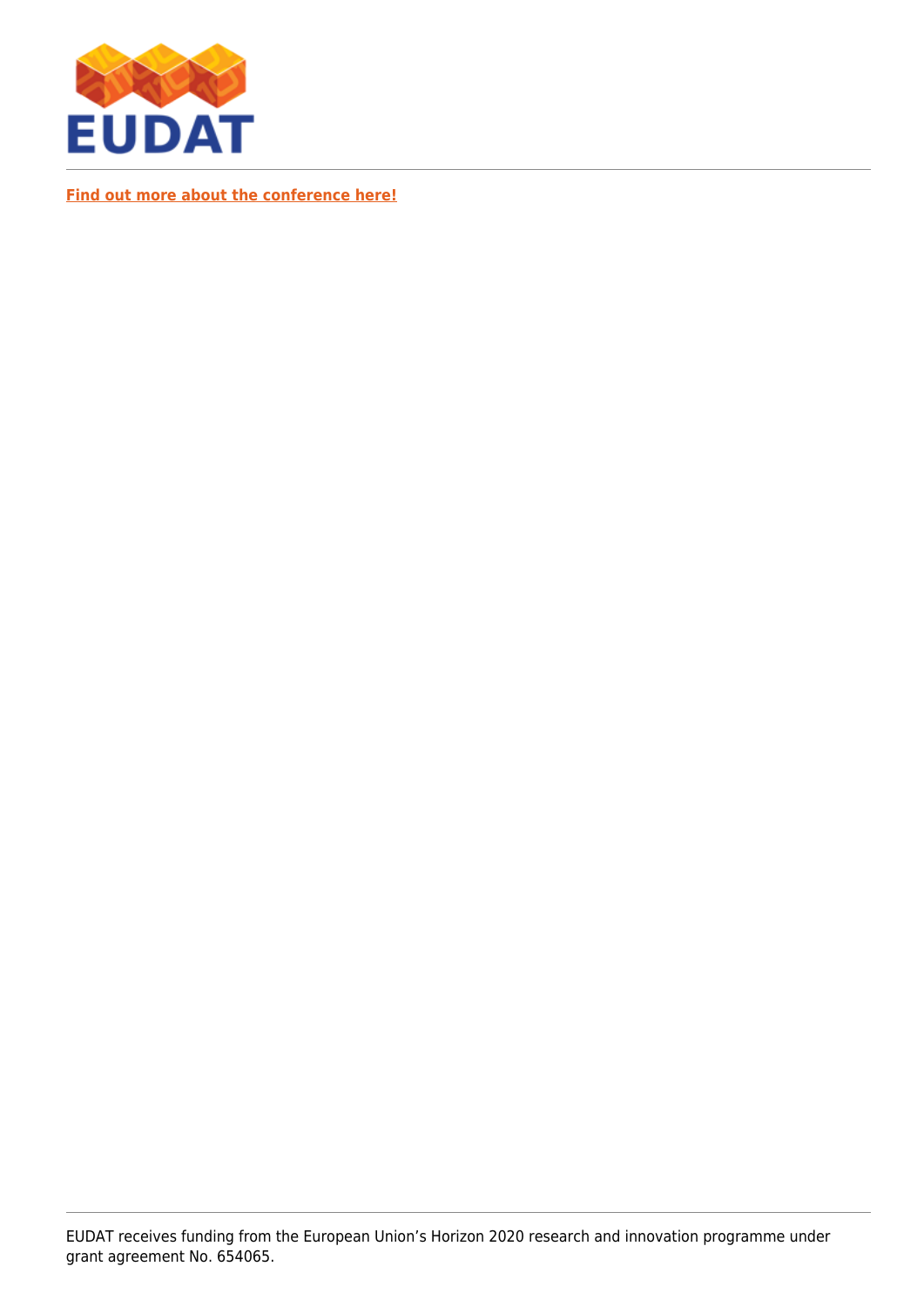**Find out more about the conference here!**